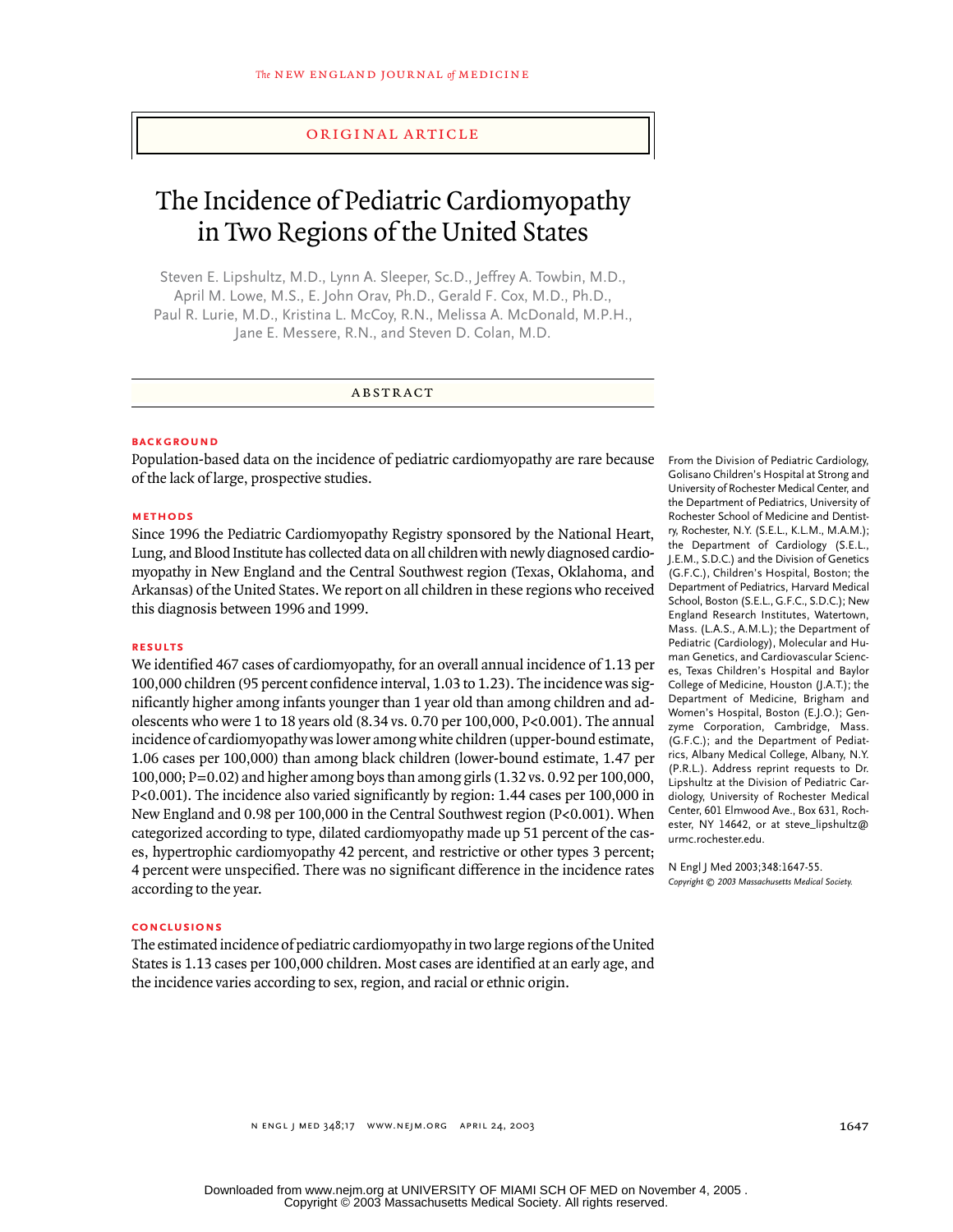ORIGINAL ARTICLE

# The Incidence of Pediatric Cardiomyopathy in Two Regions of the United States

Steven E. Lipshultz, M.D., Lynn A. Sleeper, Sc.D., Jeffrey A. Towbin, M.D., April M. Lowe, M.S., E. John Orav, Ph.D., Gerald F. Cox, M.D., Ph.D., Paul R. Lurie, M.D., Kristina L. McCoy, R.N., Melissa A. McDonald, M.P.H., Jane E. Messere, R.N., and Steven D. Colan, M.D.

## ABSTRACT

### BACKGROUND

Population-based data on the incidence of pediatric cardiomyopathy are rare because of the lack of large, prospective studies.

### METHODS

Since 1996 the Pediatric Cardiomyopathy Registry sponsored by the National Heart, Lung, and Blood Institute has collected data on all children with newly diagnosed cardiomyopathy in New England and the Central Southwest region (Texas, Oklahoma, and Arkansas) of the United States. We report on all children in these regions who received this diagnosis between 1996 and 1999.

### RESULTS

We identified 467 cases of cardiomyopathy, for an overall annual incidence of 1.13 per 100,000 children (95 percent confidence interval, 1.03 to 1.23). The incidence was significantly higher among infants younger than 1 year old than among children and adolescents who were 1 to 18 years old (8.34 vs. 0.70 per 100,000, $P<0.001$). The annual incidence of cardiomyopathy was lower among white children (upper-bound estimate, 1.06 cases per 100,000) than among black children (lower-bound estimate, 1.47 per 100,000; $P=0.02$) and higher among boys than among girls (1.32 vs. 0.92 per 100,000, $P<0.001$). The incidence also varied significantly by region: 1.44 cases per 100,000 in New England and 0.98 per 100,000 in the Central Southwest region ($P<0.001$). When categorized according to type, dilated cardiomyopathy made up 51 percent of the cases, hypertrophic cardiomyopathy 42 percent, and restrictive or other types 3 percent; 4 percent were unspecified. There was no significant difference in the incidence rates according to the year.

### CONCLUSIONS

The estimated incidence of pediatric cardiomyopathy in two large regions of the United States is 1.13 cases per 100,000 children. Most cases are identified at an early age, and the incidence varies according to sex, region, and racial or ethnic origin.

From the Division of Pediatric Cardiology, Golisano Children's Hospital at Strong and University of Rochester Medical Center, and the Department of Pediatrics, University of Rochester School of Medicine and Dentistry, Rochester, N.Y. (S.E.L., K.L.M., M.A.M.); the Department of Cardiology (S.E.L., J.E.M., S.D.C.) and the Division of Genetics (G.F.C.), Children's Hospital, Boston; the Department of Pediatrics, Harvard Medical School, Boston (S.E.L., G.F.C., S.D.C.); New England Research Institutes, Watertown, Mass. (L.A.S., A.M.L.); the Department of Pediatric (Cardiology), Molecular and Human Genetics, and Cardiovascular Sciences, Texas Children's Hospital and Baylor College of Medicine, Houston (J.A.T.); the Department of Medicine, Brigham and Women's Hospital, Boston (E.J.O.); Genzyme Corporation, Cambridge, Mass. (G.F.C.); and the Department of Pediatrics, Albany Medical College, Albany, N.Y. (P.R.L.). Address reprint requests to Dr. Lipshultz at the Division of Pediatric Cardiology, University of Rochester Medical Center, 601 Elmwood Ave., Box 631, Rochester, NY 14642, or at steve_lipshultz@urmc.rochester.edu.

N Engl J Med 2003;348:1647-55.
*Copyright © 2003 Massachusetts Medical Society.*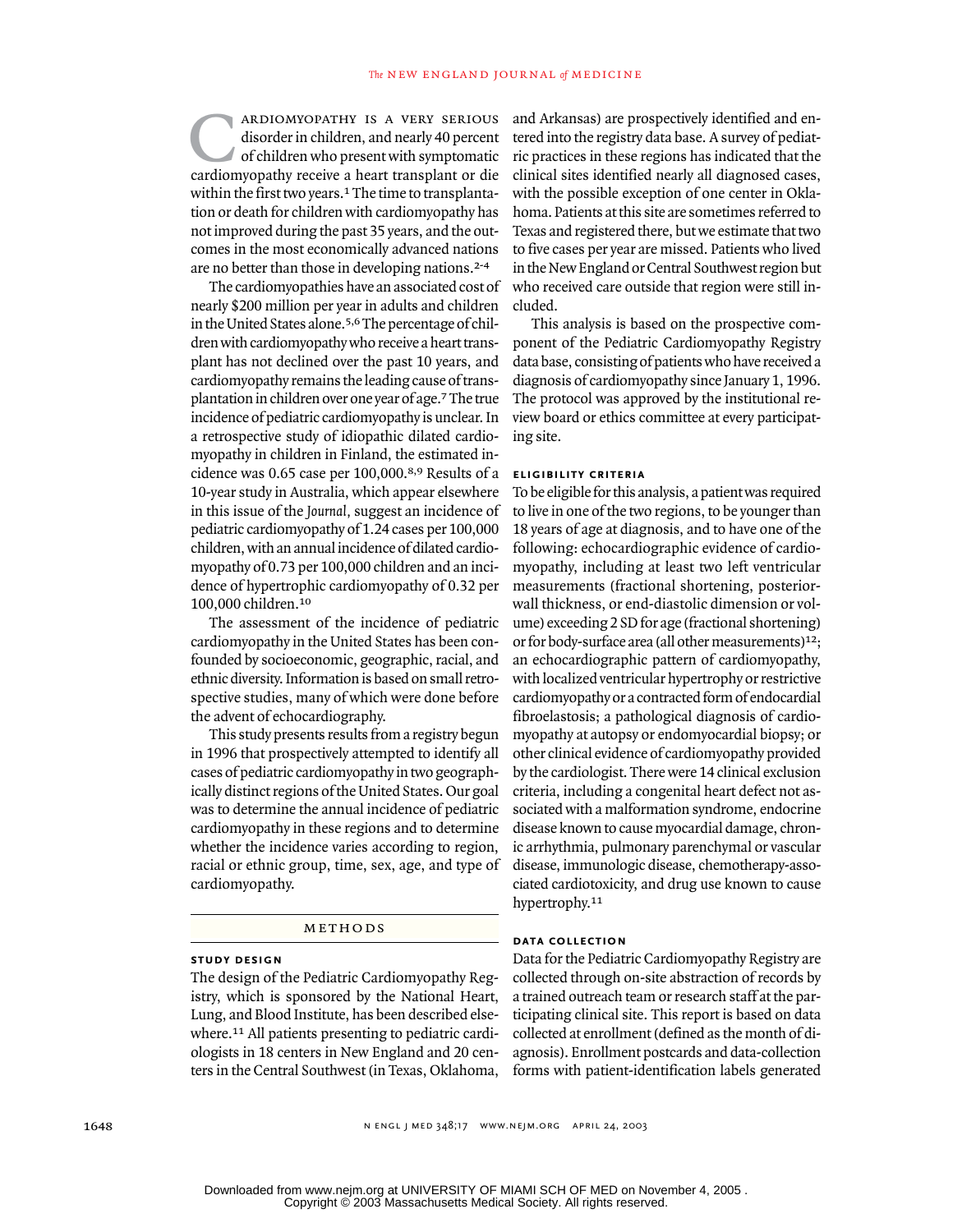Cardiomyopathy is a very serious disorder in children, and nearly 40 percent of children who present with symptomatic cardiomyopathy receive a heart transplant or die within the first two years.[1] The time to transplantation or death for children with cardiomyopathy has not improved during the past 35 years, and the outcomes in the most economically advanced nations are no better than those in developing nations.[2-4]

The cardiomyopathies have an associated cost of nearly $200 million per year in adults and children in the United States alone.[5,6] The percentage of children with cardiomyopathy who receive a heart transplant has not declined over the past 10 years, and cardiomyopathy remains the leading cause of transplantation in children over one year of age.[7] The true incidence of pediatric cardiomyopathy is unclear. In a retrospective study of idiopathic dilated cardiomyopathy in children in Finland, the estimated incidence was 0.65 case per 100,000.[8,9] Results of a 10-year study in Australia, which appear elsewhere in this issue of the *Journal,* suggest an incidence of pediatric cardiomyopathy of 1.24 cases per 100,000 children, with an annual incidence of dilated cardiomyopathy of 0.73 per 100,000 children and an incidence of hypertrophic cardiomyopathy of 0.32 per 100,000 children.[10]

The assessment of the incidence of pediatric cardiomyopathy in the United States has been confounded by socioeconomic, geographic, racial, and ethnic diversity. Information is based on small retrospective studies, many of which were done before the advent of echocardiography.

This study presents results from a registry begun in 1996 that prospectively attempted to identify all cases of pediatric cardiomyopathy in two geographically distinct regions of the United States. Our goal was to determine the annual incidence of pediatric cardiomyopathy in these regions and to determine whether the incidence varies according to region, racial or ethnic group, time, sex, age, and type of cardiomyopathy.

## METHODS

### STUDY DESIGN

The design of the Pediatric Cardiomyopathy Registry, which is sponsored by the National Heart, Lung, and Blood Institute, has been described elsewhere.[11] All patients presenting to pediatric cardiologists in 18 centers in New England and 20 centers in the Central Southwest (in Texas, Oklahoma, and Arkansas) are prospectively identified and entered into the registry data base. A survey of pediatric practices in these regions has indicated that the clinical sites identified nearly all diagnosed cases, with the possible exception of one center in Oklahoma. Patients at this site are sometimes referred to Texas and registered there, but we estimate that two to five cases per year are missed. Patients who lived in the New England or Central Southwest region but who received care outside that region were still included.

This analysis is based on the prospective component of the Pediatric Cardiomyopathy Registry data base, consisting of patients who have received a diagnosis of cardiomyopathy since January 1, 1996. The protocol was approved by the institutional review board or ethics committee at every participating site.

### ELIGIBILITY CRITERIA

To be eligible for this analysis, a patient was required to live in one of the two regions, to be younger than 18 years of age at diagnosis, and to have one of the following: echocardiographic evidence of cardiomyopathy, including at least two left ventricular measurements (fractional shortening, posterior-wall thickness, or end-diastolic dimension or volume) exceeding 2 SD for age (fractional shortening) or for body-surface area (all other measurements)[12]; an echocardiographic pattern of cardiomyopathy, with localized ventricular hypertrophy or restrictive cardiomyopathy or a contracted form of endocardial fibroelastosis; a pathological diagnosis of cardiomyopathy at autopsy or endomyocardial biopsy; or other clinical evidence of cardiomyopathy provided by the cardiologist. There were 14 clinical exclusion criteria, including a congenital heart defect not associated with a malformation syndrome, endocrine disease known to cause myocardial damage, chronic arrhythmia, pulmonary parenchymal or vascular disease, immunologic disease, chemotherapy-associated cardiotoxicity, and drug use known to cause hypertrophy.[11]

### DATA COLLECTION

Data for the Pediatric Cardiomyopathy Registry are collected through on-site abstraction of records by a trained outreach team or research staff at the participating clinical site. This report is based on data collected at enrollment (defined as the month of diagnosis). Enrollment postcards and data-collection forms with patient-identification labels generated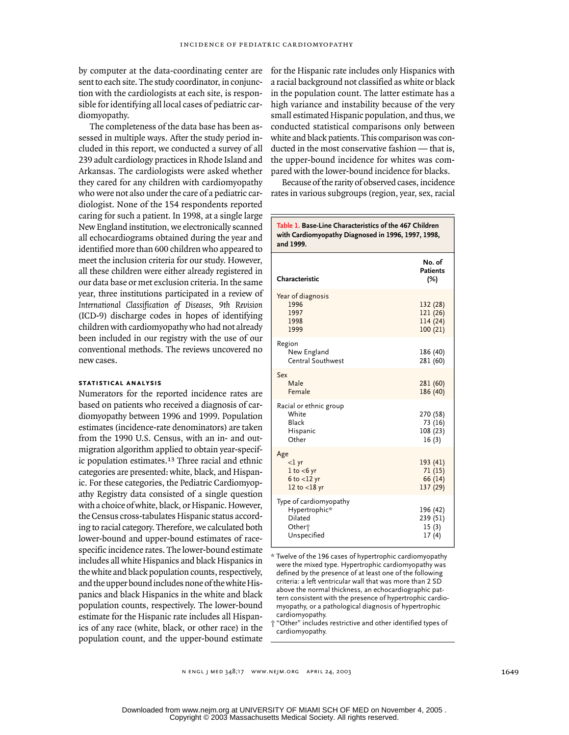by computer at the data-coordinating center are sent to each site. The study coordinator, in conjunction with the cardiologists at each site, is responsible for identifying all local cases of pediatric cardiomyopathy.

The completeness of the data base has been assessed in multiple ways. After the study period included in this report, we conducted a survey of all 239 adult cardiology practices in Rhode Island and Arkansas. The cardiologists were asked whether they cared for any children with cardiomyopathy who were not also under the care of a pediatric cardiologist. None of the 154 respondents reported caring for such a patient. In 1998, at a single large New England institution, we electronically scanned all echocardiograms obtained during the year and identified more than 600 children who appeared to meet the inclusion criteria for our study. However, all these children were either already registered in our data base or met exclusion criteria. In the same year, three institutions participated in a review of *International Classification of Diseases, 9th Revision* (ICD-9) discharge codes in hopes of identifying children with cardiomyopathy who had not already been included in our registry with the use of our conventional methods. The reviews uncovered no new cases.

### STATISTICAL ANALYSIS

Numerators for the reported incidence rates are based on patients who received a diagnosis of cardiomyopathy between 1996 and 1999. Population estimates (incidence-rate denominators) are taken from the 1990 U.S. Census, with an in- and out-migration algorithm applied to obtain year-specific population estimates.[13] Three racial and ethnic categories are presented: white, black, and Hispanic. For these categories, the Pediatric Cardiomyopathy Registry data consisted of a single question with a choice of white, black, or Hispanic. However, the Census cross-tabulates Hispanic status according to racial category. Therefore, we calculated both lower-bound and upper-bound estimates of race-specific incidence rates. The lower-bound estimate includes all white Hispanics and black Hispanics in the white and black population counts, respectively, and the upper bound includes none of the white Hispanics and black Hispanics in the white and black population counts, respectively. The lower-bound estimate for the Hispanic rate includes all Hispanics of any race (white, black, or other race) in the population count, and the upper-bound estimate for the Hispanic rate includes only Hispanics with a racial background not classified as white or black in the population count. The latter estimate has a high variance and instability because of the very small estimated Hispanic population, and thus, we conducted statistical comparisons only between white and black patients. This comparison was conducted in the most conservative fashion — that is, the upper-bound incidence for whites was compared with the lower-bound incidence for blacks.

Because of the rarity of observed cases, incidence rates in various subgroups (region, year, sex, racial

**Table 1. Base-Line Characteristics of the 467 Children with Cardiomyopathy Diagnosed in 1996, 1997, 1998, and 1999.**

| Characteristic | No. of Patients (%) |
|---|---|
| Year of diagnosis | |
| 1996 | 132 (28) |
| 1997 | 121 (26) |
| 1998 | 114 (24) |
| 1999 | 100 (21) |
| Region | |
| New England | 186 (40) |
| Central Southwest | 281 (60) |
| Sex | |
| Male | 281 (60) |
| Female | 186 (40) |
| Racial or ethnic group | |
| White | 270 (58) |
| Black | 73 (16) |
| Hispanic | 108 (23) |
| Other | 16 (3) |
| Age | |
| <1 yr | 193 (41) |
| 1 to <6 yr | 71 (15) |
| 6 to <12 yr | 66 (14) |
| 12 to <18 yr | 137 (29) |
| Type of cardiomyopathy | |
| Hypertrophic* | 196 (42) |
| Dilated | 239 (51) |
| Other† | 15 (3) |
| Unspecified | 17 (4) |

\* Twelve of the 196 cases of hypertrophic cardiomyopathy were the mixed type. Hypertrophic cardiomyopathy was defined by the presence of at least one of the following criteria: a left ventricular wall that was more than 2 SD above the normal thickness, an echocardiographic pattern consistent with the presence of hypertrophic cardiomyopathy, or a pathological diagnosis of hypertrophic cardiomyopathy.

† "Other" includes restrictive and other identified types of cardiomyopathy.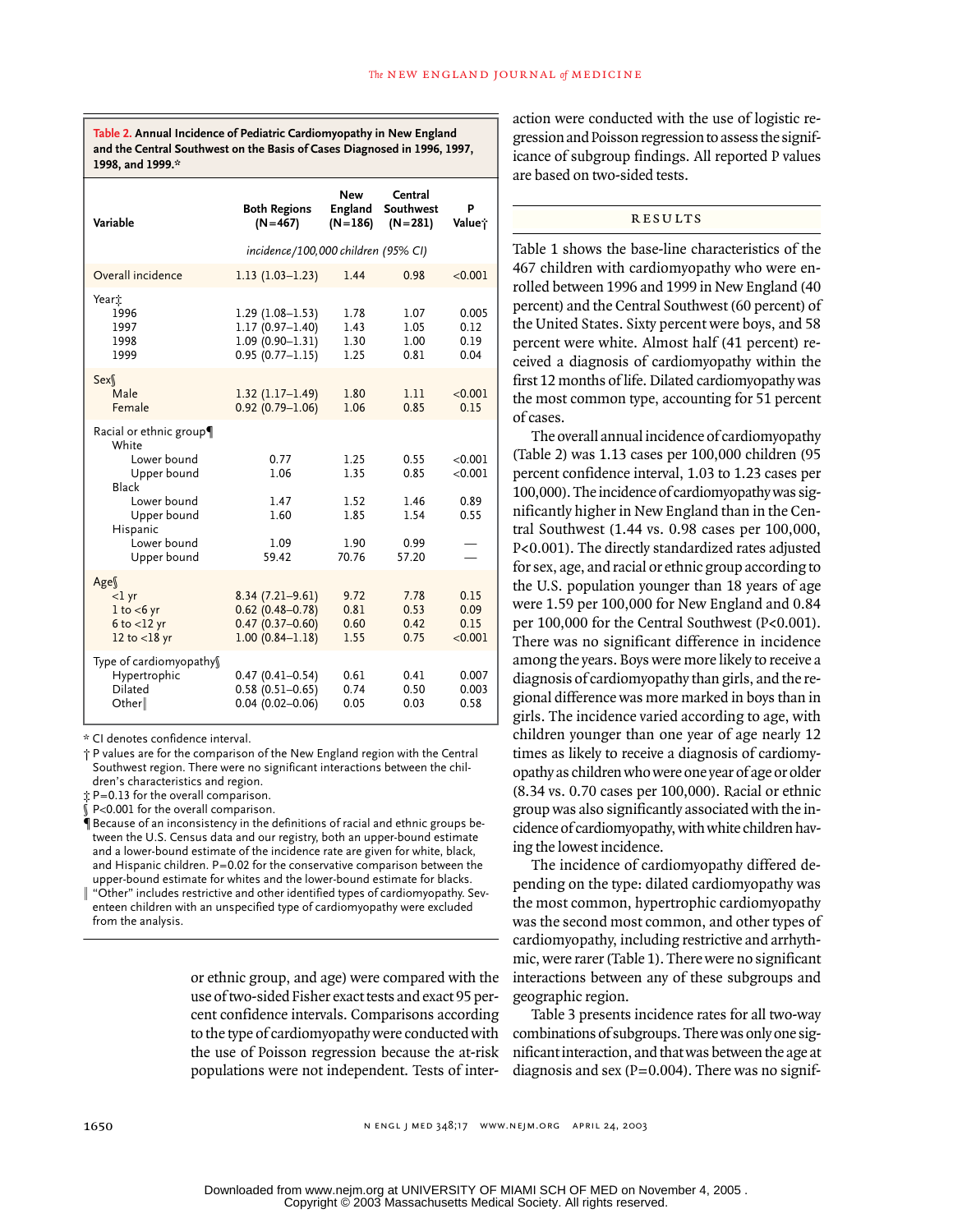**Table 2. Annual Incidence of Pediatric Cardiomyopathy in New England and the Central Southwest on the Basis of Cases Diagnosed in 1996, 1997, 1998, and 1999.***

| Variable | Both Regions (N=467) | New England (N=186) | Central Southwest (N=281) | P Value† |
|---|---|---|---|---|
| | *incidence/100,000 children (95% CI)* | | | |
| Overall incidence | 1.13 (1.03–1.23) | 1.44 | 0.98 | <0.001 |
| Year‡ | | | | |
| 1996 | 1.29 (1.08–1.53) | 1.78 | 1.07 | 0.005 |
| 1997 | 1.17 (0.97–1.40) | 1.43 | 1.05 | 0.12 |
| 1998 | 1.09 (0.90–1.31) | 1.30 | 1.00 | 0.19 |
| 1999 | 0.95 (0.77–1.15) | 1.25 | 0.81 | 0.04 |
| Sex§ | | | | |
| Male | 1.32 (1.17–1.49) | 1.80 | 1.11 | <0.001 |
| Female | 0.92 (0.79–1.06) | 1.06 | 0.85 | 0.15 |
| Racial or ethnic group¶ | | | | |
| White | | | | |
| Lower bound | 0.77 | 1.25 | 0.55 | <0.001 |
| Upper bound | 1.06 | 1.35 | 0.85 | <0.001 |
| Black | | | | |
| Lower bound | 1.47 | 1.52 | 1.46 | 0.89 |
| Upper bound | 1.60 | 1.85 | 1.54 | 0.55 |
| Hispanic | | | | |
| Lower bound | 1.09 | 1.90 | 0.99 | — |
| Upper bound | 59.42 | 70.76 | 57.20 | — |
| Age§ | | | | |
| <1 yr | 8.34 (7.21–9.61) | 9.72 | 7.78 | 0.15 |
| 1 to <6 yr | 0.62 (0.48–0.78) | 0.81 | 0.53 | 0.09 |
| 6 to <12 yr | 0.47 (0.37–0.60) | 0.60 | 0.42 | 0.15 |
| 12 to <18 yr | 1.00 (0.84–1.18) | 1.55 | 0.75 | <0.001 |
| Type of cardiomyopathy§ | | | | |
| Hypertrophic | 0.47 (0.41–0.54) | 0.61 | 0.41 | 0.007 |
| Dilated | 0.58 (0.51–0.65) | 0.74 | 0.50 | 0.003 |
| Other‖ | 0.04 (0.02–0.06) | 0.05 | 0.03 | 0.58 |

\* CI denotes confidence interval.

† P values are for the comparison of the New England region with the Central Southwest region. There were no significant interactions between the children's characteristics and region.

‡ P=0.13 for the overall comparison.

§ P<0.001 for the overall comparison.

¶ Because of an inconsistency in the definitions of racial and ethnic groups between the U.S. Census data and our registry, both an upper-bound estimate and a lower-bound estimate of the incidence rate are given for white, black, and Hispanic children. P=0.02 for the conservative comparison between the upper-bound estimate for whites and the lower-bound estimate for blacks.

‖ "Other" includes restrictive and other identified types of cardiomyopathy. Seventeen children with an unspecified type of cardiomyopathy were excluded from the analysis.

or ethnic group, and age) were compared with the use of two-sided Fisher exact tests and exact 95 percent confidence intervals. Comparisons according to the type of cardiomyopathy were conducted with the use of Poisson regression because the at-risk populations were not independent. Tests of interaction were conducted with the use of logistic regression and Poisson regression to assess the significance of subgroup findings. All reported P values are based on two-sided tests.

## RESULTS

Table 1 shows the base-line characteristics of the 467 children with cardiomyopathy who were enrolled between 1996 and 1999 in New England (40 percent) and the Central Southwest (60 percent) of the United States. Sixty percent were boys, and 58 percent were white. Almost half (41 percent) received a diagnosis of cardiomyopathy within the first 12 months of life. Dilated cardiomyopathy was the most common type, accounting for 51 percent of cases.

The overall annual incidence of cardiomyopathy (Table 2) was 1.13 cases per 100,000 children (95 percent confidence interval, 1.03 to 1.23 cases per 100,000). The incidence of cardiomyopathy was significantly higher in New England than in the Central Southwest (1.44 vs. 0.98 cases per 100,000, P<0.001). The directly standardized rates adjusted for sex, age, and racial or ethnic group according to the U.S. population younger than 18 years of age were 1.59 per 100,000 for New England and 0.84 per 100,000 for the Central Southwest (P<0.001). There was no significant difference in incidence among the years. Boys were more likely to receive a diagnosis of cardiomyopathy than girls, and the regional difference was more marked in boys than in girls. The incidence varied according to age, with children younger than one year of age nearly 12 times as likely to receive a diagnosis of cardiomyopathy as children who were one year of age or older (8.34 vs. 0.70 cases per 100,000). Racial or ethnic group was also significantly associated with the incidence of cardiomyopathy, with white children having the lowest incidence.

The incidence of cardiomyopathy differed depending on the type: dilated cardiomyopathy was the most common, hypertrophic cardiomyopathy was the second most common, and other types of cardiomyopathy, including restrictive and arrhythmic, were rarer (Table 1). There were no significant interactions between any of these subgroups and geographic region.

Table 3 presents incidence rates for all two-way combinations of subgroups. There was only one significant interaction, and that was between the age at diagnosis and sex (P=0.004). There was no signif-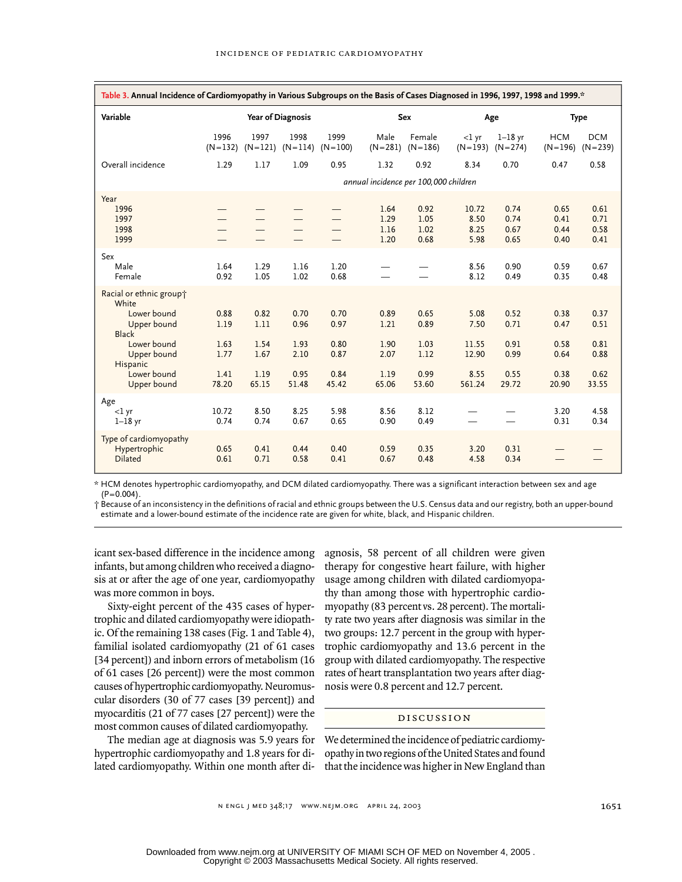**Table 3. Annual Incidence of Cardiomyopathy in Various Subgroups on the Basis of Cases Diagnosed in 1996, 1997, 1998 and 1999.***

| Variable | Year of Diagnosis | | | | Sex | | Age | | Type | |
|---|---|---|---|---|---|---|---|---|---|---|
| | 1996 (N=132) | 1997 (N=121) | 1998 (N=114) | 1999 (N=100) | Male (N=281) | Female (N=186) | <1 yr (N=193) | 1–18 yr (N=274) | HCM (N=196) | DCM (N=239) |
| Overall incidence | 1.29 | 1.17 | 1.09 | 0.95 | 1.32 | 0.92 | 8.34 | 0.70 | 0.47 | 0.58 |
| | *annual incidence per 100,000 children* | | | | | | | | | |
| Year | | | | | | | | | | |
| 1996 | — | — | — | — | 1.64 | 0.92 | 10.72 | 0.74 | 0.65 | 0.61 |
| 1997 | — | — | — | — | 1.29 | 1.05 | 8.50 | 0.74 | 0.41 | 0.71 |
| 1998 | — | — | — | — | 1.16 | 1.02 | 8.25 | 0.67 | 0.44 | 0.58 |
| 1999 | — | — | — | — | 1.20 | 0.68 | 5.98 | 0.65 | 0.40 | 0.41 |
| Sex | | | | | | | | | | |
| Male | 1.64 | 1.29 | 1.16 | 1.20 | — | — | 8.56 | 0.90 | 0.59 | 0.67 |
| Female | 0.92 | 1.05 | 1.02 | 0.68 | — | — | 8.12 | 0.49 | 0.35 | 0.48 |
| Racial or ethnic group† | | | | | | | | | | |
| White | | | | | | | | | | |
| Lower bound | 0.88 | 0.82 | 0.70 | 0.70 | 0.89 | 0.65 | 5.08 | 0.52 | 0.38 | 0.37 |
| Upper bound | 1.19 | 1.11 | 0.96 | 0.97 | 1.21 | 0.89 | 7.50 | 0.71 | 0.47 | 0.51 |
| Black | | | | | | | | | | |
| Lower bound | 1.63 | 1.54 | 1.93 | 0.80 | 1.90 | 1.03 | 11.55 | 0.91 | 0.58 | 0.81 |
| Upper bound | 1.77 | 1.67 | 2.10 | 0.87 | 2.07 | 1.12 | 12.90 | 0.99 | 0.64 | 0.88 |
| Hispanic | | | | | | | | | | |
| Lower bound | 1.41 | 1.19 | 0.95 | 0.84 | 1.19 | 0.99 | 8.55 | 0.55 | 0.38 | 0.62 |
| Upper bound | 78.20 | 65.15 | 51.48 | 45.42 | 65.06 | 53.60 | 561.24 | 29.72 | 20.90 | 33.55 |
| Age | | | | | | | | | | |
| <1 yr | 10.72 | 8.50 | 8.25 | 5.98 | 8.56 | 8.12 | — | — | 3.20 | 4.58 |
| 1–18 yr | 0.74 | 0.74 | 0.67 | 0.65 | 0.90 | 0.49 | — | — | 0.31 | 0.34 |
| Type of cardiomyopathy | | | | | | | | | | |
| Hypertrophic | 0.65 | 0.41 | 0.44 | 0.40 | 0.59 | 0.35 | 3.20 | 0.31 | — | — |
| Dilated | 0.61 | 0.71 | 0.58 | 0.41 | 0.67 | 0.48 | 4.58 | 0.34 | — | — |

\* HCM denotes hypertrophic cardiomyopathy, and DCM dilated cardiomyopathy. There was a significant interaction between sex and age (P=0.004).

† Because of an inconsistency in the definitions of racial and ethnic groups between the U.S. Census data and our registry, both an upper-bound estimate and a lower-bound estimate of the incidence rate are given for white, black, and Hispanic children.

icant sex-based difference in the incidence among infants, but among children who received a diagnosis at or after the age of one year, cardiomyopathy was more common in boys.

Sixty-eight percent of the 435 cases of hypertrophic and dilated cardiomyopathy were idiopathic. Of the remaining 138 cases (Fig. 1 and Table 4), familial isolated cardiomyopathy (21 of 61 cases [34 percent]) and inborn errors of metabolism (16 of 61 cases [26 percent]) were the most common causes of hypertrophic cardiomyopathy. Neuromuscular disorders (30 of 77 cases [39 percent]) and myocarditis (21 of 77 cases [27 percent]) were the most common causes of dilated cardiomyopathy.

The median age at diagnosis was 5.9 years for hypertrophic cardiomyopathy and 1.8 years for dilated cardiomyopathy. Within one month after diagnosis, 58 percent of all children were given therapy for congestive heart failure, with higher usage among children with dilated cardiomyopathy than among those with hypertrophic cardiomyopathy (83 percent vs. 28 percent). The mortality rate two years after diagnosis was similar in the two groups: 12.7 percent in the group with hypertrophic cardiomyopathy and 13.6 percent in the group with dilated cardiomyopathy. The respective rates of heart transplantation two years after diagnosis were 0.8 percent and 12.7 percent.

## DISCUSSION

We determined the incidence of pediatric cardiomyopathy in two regions of the United States and found that the incidence was higher in New England than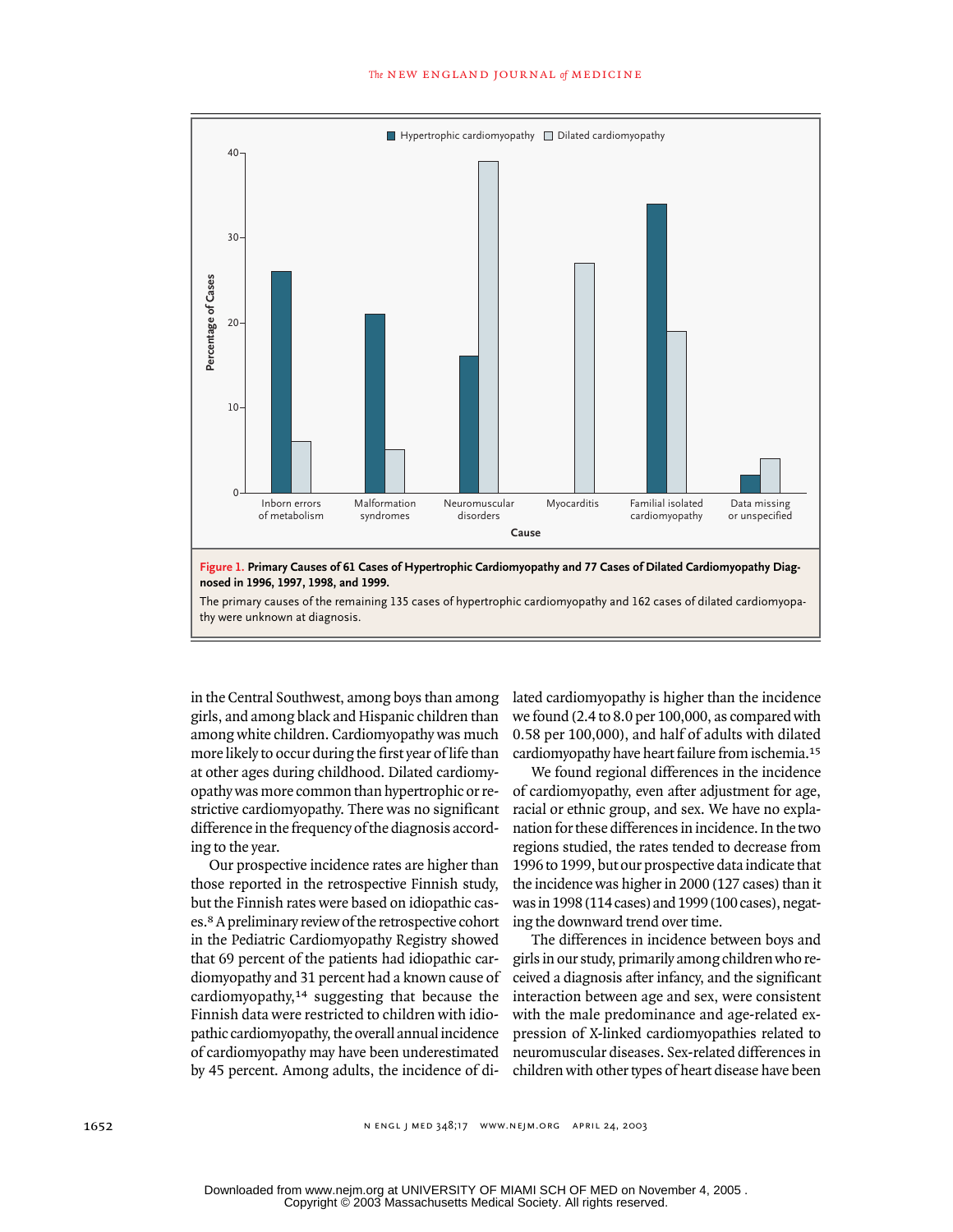**Figure 1. Primary Causes of 61 Cases of Hypertrophic Cardiomyopathy and 77 Cases of Dilated Cardiomyopathy Diagnosed in 1996, 1997, 1998, and the 1999.**

The primary causes of the remaining 135 cases of hypertrophic cardiomyopathy and 162 cases of dilated cardiomyopathy were unknown at diagnosis.

in the Central Southwest, among boys than among girls, and among black and Hispanic children than among white children. Cardiomyopathy was much more likely to occur during the first year of life than at other ages during childhood. Dilated cardiomyopathy was more common than hypertrophic or restrictive cardiomyopathy. There was no significant difference in the frequency of the diagnosis according to the year.

Our prospective incidence rates are higher than those reported in the retrospective Finnish study, but the Finnish rates were based on idiopathic cases.[8] A preliminary review of the retrospective cohort in the Pediatric Cardiomyopathy Registry showed that 69 percent of the patients had idiopathic cardiomyopathy and 31 percent had a known cause of cardiomyopathy,[14] suggesting that because the Finnish data were restricted to children with idiopathic cardiomyopathy, the overall annual incidence of cardiomyopathy may have been underestimated by 45 percent. Among adults, the incidence of dilated cardiomyopathy is higher than the incidence we found (2.4 to 8.0 per 100,000, as compared with 0.58 per 100,000), and half of adults with dilated cardiomyopathy have heart failure from ischemia.[15]

We found regional differences in the incidence of cardiomyopathy, even after adjustment for age, racial or ethnic group, and sex. We have no explanation for these differences in incidence. In the two regions studied, the rates tended to decrease from 1996 to 1999, but our prospective data indicate that the incidence was higher in 2000 (127 cases) than it was in 1998 (114 cases) and 1999 (100 cases), negating the downward trend over time.

The differences in incidence between boys and girls in our study, primarily among children who received a diagnosis after infancy, and the significant interaction between age and sex, were consistent with the male predominance and age-related expression of X-linked cardiomyopathies related to neuromuscular diseases. Sex-related differences in children with other types of heart disease have been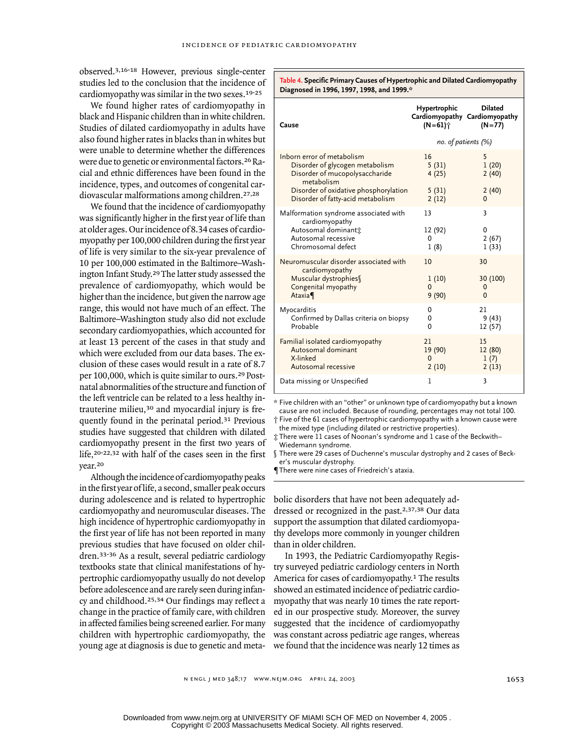observed.[3,16-18] However, previous single-center studies led to the conclusion that the incidence of cardiomyopathy was similar in the two sexes.[19-25]

We found higher rates of cardiomyopathy in black and Hispanic children than in white children. Studies of dilated cardiomyopathy in adults have also found higher rates in blacks than in whites but were unable to determine whether the differences were due to genetic or environmental factors.[26] Racial and ethnic differences have been found in the incidence, types, and outcomes of congenital cardiovascular malformations among children.[27,28]

We found that the incidence of cardiomyopathy was significantly higher in the first year of life than at older ages. Our incidence of 8.34 cases of cardiomyopathy per 100,000 children during the first year of life is very similar to the six-year prevalence of 10 per 100,000 estimated in the Baltimore–Washington Infant Study.[29] The latter study assessed the prevalence of cardiomyopathy, which would be higher than the incidence, but given the narrow age range, this would not have much of an effect. The Baltimore–Washington study also did not exclude secondary cardiomyopathies, which accounted for at least 13 percent of the cases in that study and which were excluded from our data bases. The exclusion of these cases would result in a rate of 8.7 per 100,000, which is quite similar to ours.[29] Postnatal abnormalities of the structure and function of the left ventricle can be related to a less healthy intrauterine milieu,[30] and myocardial injury is frequently found in the perinatal period.[31] Previous studies have suggested that children with dilated cardiomyopathy present in the first two years of life,[20-22,32] with half of the cases seen in the first year.[20]

Although the incidence of cardiomyopathy peaks in the first year of life, a second, smaller peak occurs during adolescence and is related to hypertrophic cardiomyopathy and neuromuscular diseases. The high incidence of hypertrophic cardiomyopathy in the first year of life has not been reported in many previous studies that have focused on older children.[33-36] As a result, several pediatric cardiology textbooks state that clinical manifestations of hypertrophic cardiomyopathy usually do not develop before adolescence and are rarely seen during infancy and childhood.[25,34] Our findings may reflect a change in the practice of family care, with children in affected families being screened earlier. For many children with hypertrophic cardiomyopathy, the young age at diagnosis is due to genetic and metabolic disorders that have not been adequately addressed or recognized in the past.[2,37,38] Our data support the assumption that dilated cardiomyopathy develops more commonly in younger children than in older children.

**Table 4. Specific Primary Causes of Hypertrophic and Dilated Cardiomyopathy Diagnosed in 1996, 1997, 1998, and 1999.***

| Cause | Hypertrophic Cardiomyopathy (N=61)† | Dilated Cardiomyopathy (N=77) |
|---|---|---|
| | *no. of patients (%)* | |
| Inborn error of metabolism | 16 | 5 |
| Disorder of glycogen metabolism | 5 (31) | 1 (20) |
| Disorder of mucopolysaccharide metabolism | 4 (25) | 2 (40) |
| Disorder of oxidative phosphorylation | 5 (31) | 2 (40) |
| Disorder of fatty-acid metabolism | 2 (12) | 0 |
| Malformation syndrome associated with cardiomyopathy | 13 | 3 |
| Autosomal dominant‡ | 12 (92) | 0 |
| Autosomal recessive | 0 | 2 (67) |
| Chromosomal defect | 1 (8) | 1 (33) |
| Neuromuscular disorder associated with cardiomyopathy | 10 | 30 |
| Muscular dystrophies§ | 1 (10) | 30 (100) |
| Congenital myopathy | 0 | 0 |
| Ataxia¶ | 9 (90) | 0 |
| Myocarditis | 0 | 21 |
| Confirmed by Dallas criteria on biopsy | 0 | 9 (43) |
| Probable | 0 | 12 (57) |
| Familial isolated cardiomyopathy | 21 | 15 |
| Autosomal dominant | 19 (90) | 12 (80) |
| X-linked | 0 | 1 (7) |
| Autosomal recessive | 2 (10) | 2 (13) |
| Data missing or Unspecified | 1 | 3 |

\* Five children with an "other" or unknown type of cardiomyopathy but a known cause are not included. Because of rounding, percentages may not total 100.

† Five of the 61 cases of hypertrophic cardiomyopathy with a known cause were the mixed type (including dilated or restrictive properties).

‡ There were 11 cases of Noonan's syndrome and 1 case of the Beckwith–Wiedemann syndrome.

§ There were 29 cases of Duchenne's muscular dystrophy and 2 cases of Becker's muscular dystrophy.

¶ There were nine cases of Friedreich's ataxia.

In 1993, the Pediatric Cardiomyopathy Registry surveyed pediatric cardiology centers in North America for cases of cardiomyopathy.[1] The results showed an estimated incidence of pediatric cardiomyopathy that was nearly 10 times the rate reported in our prospective study. Moreover, the survey suggested that the incidence of cardiomyopathy was constant across pediatric age ranges, whereas we found that the incidence was nearly 12 times as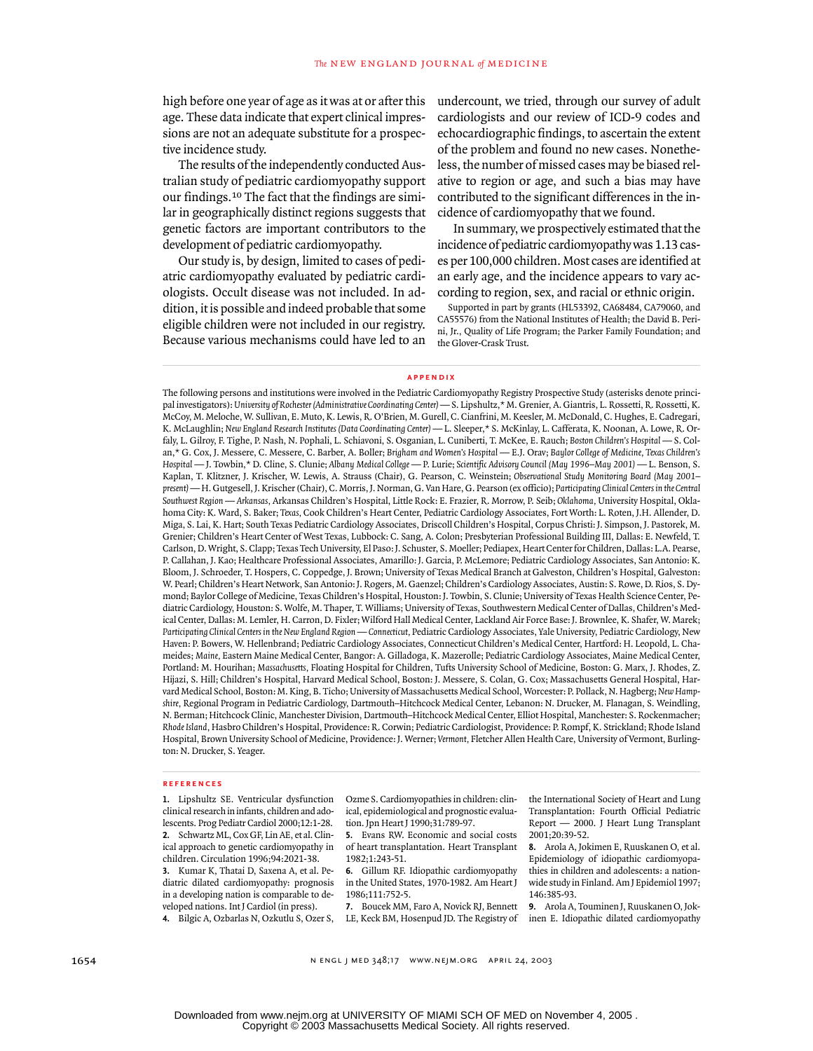high before one year of age as it was at or after this age. These data indicate that expert clinical impressions are not an adequate substitute for a prospective incidence study.

The results of the independently conducted Australian study of pediatric cardiomyopathy support our findings.[10] The fact that the findings are similar in geographically distinct regions suggests that genetic factors are important contributors to the development of pediatric cardiomyopathy.

Our study is, by design, limited to cases of pediatric cardiomyopathy evaluated by pediatric cardiologists. Occult disease was not included. In addition, it is possible and indeed probable that some eligible children were not included in our registry. Because various mechanisms could have led to an undercount, we tried, through our survey of adult cardiologists and our review of ICD-9 codes and echocardiographic findings, to ascertain the extent of the problem and found no new cases. Nonetheless, the number of missed cases may be biased relative to region or age, and such a bias may have contributed to the significant differences in the incidence of cardiomyopathy that we found.

In summary, we prospectively estimated that the incidence of pediatric cardiomyopathy was 1.13 cases per 100,000 children. Most cases are identified at an early age, and the incidence appears to vary according to region, sex, and racial or ethnic origin.

Supported in part by grants (HL53392, CA68484, CA79060, and CA55576) from the National Institutes of Health; the David B. Perini, Jr., Quality of Life Program; the Parker Family Foundation; and the Glover-Crask Trust.

## APPENDIX

The following persons and institutions were involved in the Pediatric Cardiomyopathy Registry Prospective Study (asterisks denote principal investigators): *University of Rochester (Administrative Coordinating Center)* — S. Lipshultz,* M. Grenier, A. Giantris, L. Rossetti, R. Rossetti, K. McCoy, M. Meloche, W. Sullivan, E. Muto, K. Lewis, R. O'Brien, M. Gurell, C. Cianfrini, M. Keesler, M. McDonald, C. Hughes, E. Cadregari, K. McLaughlin; *New England Research Institutes (Data Coordinating Center)* — L. Sleeper,* S. McKinlay, L. Cafferata, K. Noonan, A. Lowe, R. Orfaly, L. Gilroy, F. Tighe, P. Nash, N. Pophali, L. Schiavoni, S. Osganian, L. Cuniberti, T. McKee, E. Rauch; *Boston Children's Hospital* — S. Colan,* G. Cox, J. Messere, C. Messere, C. Barber, A. Boller; *Brigham and Women's Hospital* — E.J. Orav; *Baylor College of Medicine, Texas Children's Hospital* — J. Towbin,* D. Cline, S. Clunie; *Albany Medical College* — P. Lurie; *Scientific Advisory Council (May 1996–May 2001)* — L. Benson, S. Kaplan, T. Klitzner, J. Krischer, W. Lewis, A. Strauss (Chair), G. Pearson, C. Weinstein; *Observational Study Monitoring Board (May 2001–present)* — H. Gutgesell, J. Krischer (Chair), C. Morris, J. Norman, G. Van Hare, G. Pearson (ex officio); *Participating Clinical Centers in the Central Southwest Region — Arkansas*, Arkansas Children's Hospital, Little Rock: E. Frazier, R. Morrow, P. Seib; *Oklahoma*, University Hospital, Oklahoma City: K. Ward, S. Baker; *Texas*, Cook Children's Heart Center, Pediatric Cardiology Associates, Fort Worth: L. Roten, J.H. Allender, D. Miga, S. Lai, K. Hart; South Texas Pediatric Cardiology Associates, Driscoll Children's Hospital, Corpus Christi: J. Simpson, J. Pastorek, M. Grenier; Children's Heart Center of West Texas, Lubbock: C. Sang, A. Colon; Presbyterian Professional Building III, Dallas: E. Newfeld, T. Carlson, D. Wright, S. Clapp; Texas Tech University, El Paso: J. Schuster, S. Moeller; Pediapex, Heart Center for Children, Dallas: L.A. Pearse, P. Callahan, J. Kao; Healthcare Professional Associates, Amarillo: J. Garcia, P. McLemore; Pediatric Cardiology Associates, San Antonio: K. Bloom, J. Schroeder, T. Hospers, C. Coppedge, J. Brown; University of Texas Medical Branch at Galveston, Children's Hospital, Galveston: W. Pearl; Children's Heart Network, San Antonio: J. Rogers, M. Gaenzel; Children's Cardiology Associates, Austin: S. Rowe, D. Rios, S. Dymond; Baylor College of Medicine, Texas Children's Hospital, Houston: J. Towbin, S. Clunie; University of Texas Health Science Center, Pediatric Cardiology, Houston: S. Wolfe, M. Thaper, T. Williams; University of Texas, Southwestern Medical Center of Dallas, Children's Medical Center, Dallas: M. Lemler, H. Carron, D. Fixler; Wilford Hall Medical Center, Lackland Air Force Base: J. Brownlee, K. Shafer, W. Marek; *Participating Clinical Centers in the New England Region — Connecticut*, Pediatric Cardiology Associates, Yale University, Pediatric Cardiology, New Haven: P. Bowers, W. Hellenbrand; Pediatric Cardiology Associates, Connecticut Children's Medical Center, Hartford: H. Leopold, L. Chameides; *Maine*, Eastern Maine Medical Center, Bangor: A. Gilladoga, K. Mazerolle; Pediatric Cardiology Associates, Maine Medical Center, Portland: M. Hourihan; *Massachusetts*, Floating Hospital for Children, Tufts University School of Medicine, Boston: G. Marx, J. Rhodes, Z. Hijazi, S. Hill; Children's Hospital, Harvard Medical School, Boston: J. Messere, S. Colan, G. Cox; Massachusetts General Hospital, Harvard Medical School, Boston: M. King, B. Ticho; University of Massachusetts Medical School, Worcester: P. Pollack, N. Hagberg; *New Hampshire*, Regional Program in Pediatric Cardiology, Dartmouth–Hitchcock Medical Center, Lebanon: N. Drucker, M. Flanagan, S. Weindling, N. Berman; Hitchcock Clinic, Manchester Division, Dartmouth–Hitchcock Medical Center, Elliot Hospital, Manchester: S. Rockenmacher; *Rhode Island*, Hasbro Children's Hospital, Providence: R. Corwin; Pediatric Cardiologist, Providence: P. Rompf, K. Strickland; Rhode Island Hospital, Brown University School of Medicine, Providence: J. Werner; *Vermont*, Fletcher Allen Health Care, University of Vermont, Burlington: N. Drucker, S. Yeager.

## REFERENCES

1. Lipshultz SE. Ventricular dysfunction clinical research in infants, children and adolescents. Prog Pediatr Cardiol 2000;12:1-28.
2. Schwartz ML, Cox GF, Lin AE, et al. Clinical approach to genetic cardiomyopathy in children. Circulation 1996;94:2021-38.
3. Kumar K, Thatai D, Saxena A, et al. Pediatric dilated cardiomyopathy: prognosis in a developing nation is comparable to developed nations. Int J Cardiol (in press).
4. Bilgic A, Ozbarlas N, Ozkutlu S, Ozer S, Ozme S. Cardiomyopathies in children: clinical, epidemiological and prognostic evaluation. Jpn Heart J 1990;31:789-97.
5. Evans RW. Economic and social costs of heart transplantation. Heart Transplant 1982;1:243-51.
6. Gillum RF. Idiopathic cardiomyopathy in the United States, 1970-1982. Am Heart J 1986;111:752-5.
7. Boucek MM, Faro A, Novick RJ, Bennett LE, Keck BM, Hosenpud JD. The Registry of the International Society of Heart and Lung Transplantation: Fourth Official Pediatric Report — 2000. J Heart Lung Transplant 2001;20:39-52.
8. Arola A, Jokinen E, Ruuskanen O, et al. Epidemiology of idiopathic cardiomyopathies in children and adolescents: a nationwide study in Finland. Am J Epidemiol 1997;146:385-93.
9. Arola A, Touminen J, Ruuskanen O, Jokinen E. Idiopathic dilated cardiomyopathy

Downloaded from www.nejm.org at UNIVERSITY OF MIAMI SCH OF MED on November 4, 2005 .
Copyright © 2003 Massachusetts Medical Society. All rights reserved.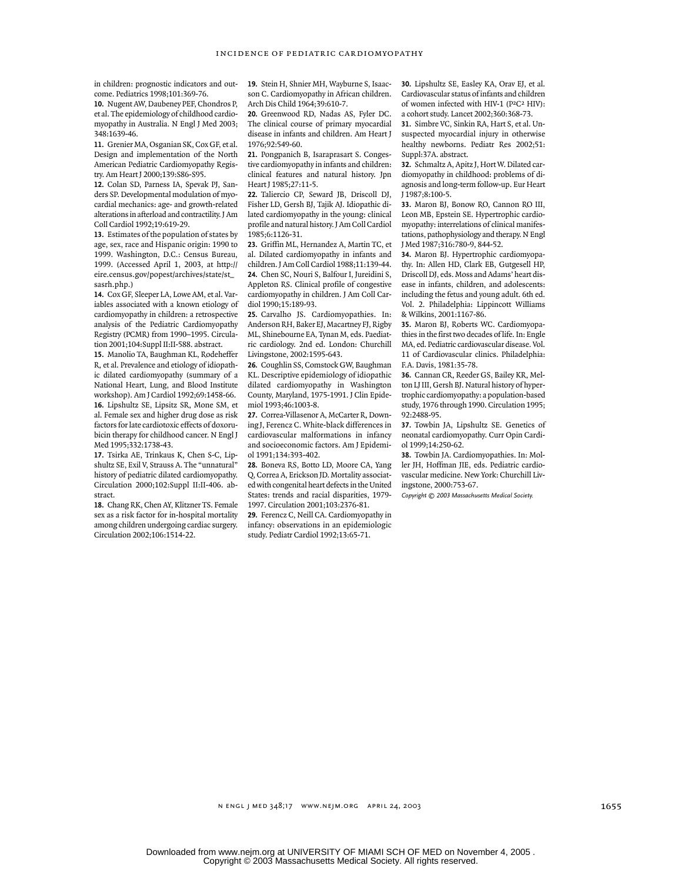in children: prognostic indicators and outcome. Pediatrics 1998;101:369-76.

**10.** Nugent AW, Daubeney PEF, Chondros P, et al. The epidemiology of childhood cardiomyopathy in Australia. N Engl J Med 2003; 348:1639-46.

**11.** Grenier MA, Osganian SK, Cox GF, et al. Design and implementation of the North American Pediatric Cardiomyopathy Registry. Am Heart J 2000;139:S86-S95.

**12.** Colan SD, Parness IA, Spevak PJ, Sanders SP. Developmental modulation of myocardial mechanics: age- and growth-related alterations in afterload and contractility. J Am Coll Cardiol 1992;19:619-29.

**13.** Estimates of the population of states by age, sex, race and Hispanic origin: 1990 to 1999. Washington, D.C.: Census Bureau, 1999. (Accessed April 1, 2003, at http://eire.census.gov/popest/archives/state/st_sasrh.php.)

**14.** Cox GF, Sleeper LA, Lowe AM, et al. Variables associated with a known etiology of cardiomyopathy in children: a retrospective analysis of the Pediatric Cardiomyopathy Registry (PCMR) from 1990–1995. Circulation 2001;104:Suppl II:II-588. abstract.

**15.** Manolio TA, Baughman KL, Rodeheffer R, et al. Prevalence and etiology of idiopathic dilated cardiomyopathy (summary of a National Heart, Lung, and Blood Institute workshop). Am J Cardiol 1992;69:1458-66.

**16.** Lipshultz SE, Lipsitz SR, Mone SM, et al. Female sex and higher drug dose as risk factors for late cardiotoxic effects of doxorubicin therapy for childhood cancer. N Engl J Med 1995;332:1738-43.

**17.** Tsirka AE, Trinkaus K, Chen S-C, Lipshultz SE, Exil V, Strauss A. The "unnatural" history of pediatric dilated cardiomyopathy. Circulation 2000;102:Suppl II:II-406. abstract.

**18.** Chang RK, Chen AY, Klitzner TS. Female sex as a risk factor for in-hospital mortality among children undergoing cardiac surgery. Circulation 2002;106:1514-22.

**19.** Stein H, Shnier MH, Wayburne S, Isaacson C. Cardiomyopathy in African children. Arch Dis Child 1964;39:610-7.

**20.** Greenwood RD, Nadas AS, Fyler DC. The clinical course of primary myocardial disease in infants and children. Am Heart J 1976;92:549-60.

**21.** Pongpanich B, Isaraprasart S. Congestive cardiomyopathy in infants and children: clinical features and natural history. Jpn Heart J 1985;27:11-5.

**22.** Taliercio CP, Seward JB, Driscoll DJ, Fisher LD, Gersh BJ, Tajik AJ. Idiopathic dilated cardiomyopathy in the young: clinical profile and natural history. J Am Coll Cardiol 1985;6:1126-31.

**23.** Griffin ML, Hernandez A, Martin TC, et al. Dilated cardiomyopathy in infants and children. J Am Coll Cardiol 1988;11:139-44.

**24.** Chen SC, Nouri S, Balfour I, Jureidini S, Appleton RS. Clinical profile of congestive cardiomyopathy in children. J Am Coll Cardiol 1990;15:189-93.

**25.** Carvalho JS. Cardiomyopathies. In: Anderson RH, Baker EJ, Macartney FJ, Rigby ML, Shinebourne EA, Tynan M, eds. Paediatric cardiology. 2nd ed. London: Churchill Livingstone, 2002:1595-643.

**26.** Coughlin SS, Comstock GW, Baughman KL. Descriptive epidemiology of idiopathic dilated cardiomyopathy in Washington County, Maryland, 1975-1991. J Clin Epidemiol 1993;46:1003-8.

**27.** Correa-Villasenor A, McCarter R, Downing J, Ferencz C. White-black differences in cardiovascular malformations in infancy and socioeconomic factors. Am J Epidemiol 1991;134:393-402.

**28.** Boneva RS, Botto LD, Moore CA, Yang Q, Correa A, Erickson JD. Mortality associated with congenital heart defects in the United States: trends and racial disparities, 1979-1997. Circulation 2001;103:2376-81.

**29.** Ferencz C, Neill CA. Cardiomyopathy in infancy: observations in an epidemiologic study. Pediatr Cardiol 1992;13:65-71.

**30.** Lipshultz SE, Easley KA, Orav EJ, et al. Cardiovascular status of infants and children of women infected with HIV-1 (P$^2$C$^2$ HIV): a cohort study. Lancet 2002;360:368-73.

**31.** Simbre VC, Sinkin RA, Hart S, et al. Unsuspected myocardial injury in otherwise healthy newborns. Pediatr Res 2002;51:Suppl:37A. abstract.

**32.** Schmaltz A, Apitz J, Hort W. Dilated cardiomyopathy in childhood: problems of diagnosis and long-term follow-up. Eur Heart J 1987;8:100-5.

**33.** Maron BJ, Bonow RO, Cannon RO III, Leon MB, Epstein SE. Hypertrophic cardiomyopathy: interrelations of clinical manifestations, pathophysiology and therapy. N Engl J Med 1987;316:780-9, 844-52.

**34.** Maron BJ. Hypertrophic cardiomyopathy. In: Allen HD, Clark EB, Gutgesell HP, Driscoll DJ, eds. Moss and Adams' heart disease in infants, children, and adolescents: including the fetus and young adult. 6th ed. Vol. 2. Philadelphia: Lippincott Williams & Wilkins, 2001:1167-86.

**35.** Maron BJ, Roberts WC. Cardiomyopathies in the first two decades of life. In: Engle MA, ed. Pediatric cardiovascular disease. Vol. 11 of Cardiovascular clinics. Philadelphia: F.A. Davis, 1981:35-78.

**36.** Cannan CR, Reeder GS, Bailey KR, Melton LJ III, Gersh BJ. Natural history of hypertrophic cardiomyopathy: a population-based study, 1976 through 1990. Circulation 1995; 92:2488-95.

**37.** Towbin JA, Lipshultz SE. Genetics of neonatal cardiomyopathy. Curr Opin Cardiol 1999;14:250-62.

**38.** Towbin JA. Cardiomyopathies. In: Moller JH, Hoffman JIE, eds. Pediatric cardiovascular medicine. New York: Churchill Livingstone, 2000:753-67.

*Copyright © 2003 Massachusetts Medical Society.*